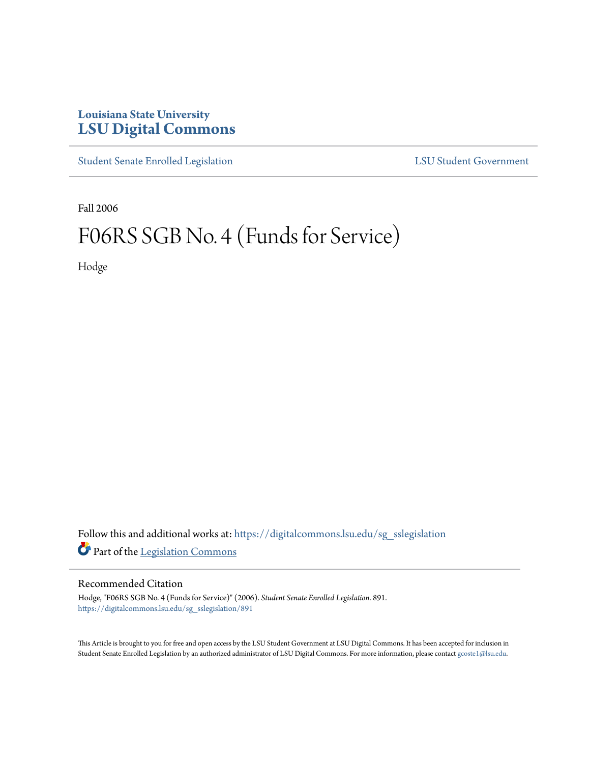Louisiana State University
# LSU Digital Commons

Student Senate Enrolled Legislation | LSU Student Government

Fall 2006

# F06RS SGB No. 4 (Funds for Service)

Hodge

Follow this and additional works at: https://digitalcommons.lsu.edu/sg_sslegislation

Part of the Legislation Commons

## Recommended Citation

Hodge, "F06RS SGB No. 4 (Funds for Service)" (2006). *Student Senate Enrolled Legislation*. 891.
https://digitalcommons.lsu.edu/sg_sslegislation/891

This Article is brought to you for free and open access by the LSU Student Government at LSU Digital Commons. It has been accepted for inclusion in Student Senate Enrolled Legislation by an authorized administrator of LSU Digital Commons. For more information, please contact gcoste1@lsu.edu.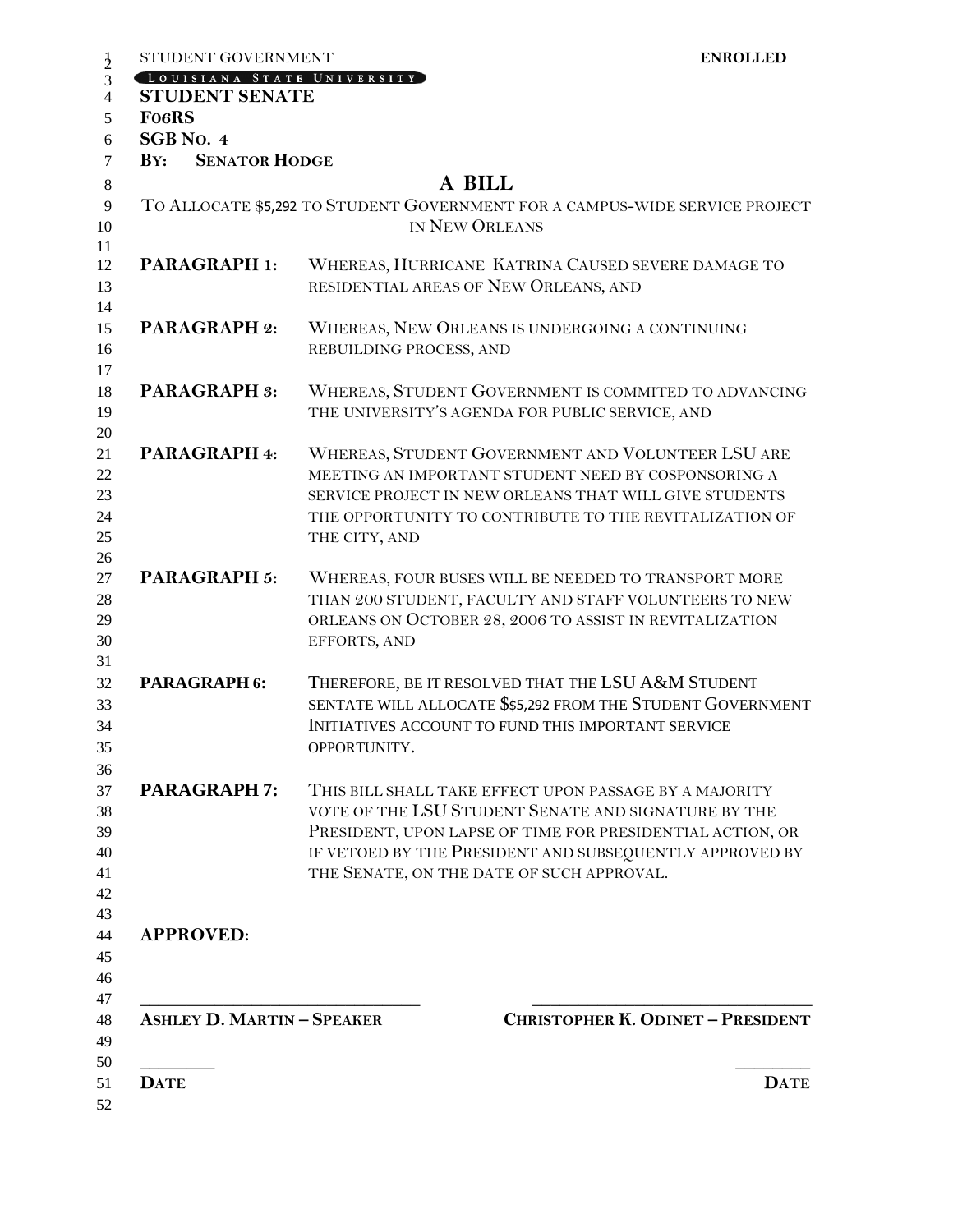STUDENT GOVERNMENT **ENROLLED**

LOUISIANA STATE UNIVERSITY

**STUDENT SENATE**

**F06RS**

**SGB NO. 4**

**BY: SENATOR HODGE**

# A BILL

TO ALLOCATE $5,292 TO STUDENT GOVERNMENT FOR A CAMPUS-WIDE SERVICE PROJECT IN NEW ORLEANS

**PARAGRAPH 1:** WHEREAS, HURRICANE KATRINA CAUSED SEVERE DAMAGE TO RESIDENTIAL AREAS OF NEW ORLEANS, AND

**PARAGRAPH 2:** WHEREAS, NEW ORLEANS IS UNDERGOING A CONTINUING REBUILDING PROCESS, AND

**PARAGRAPH 3:** WHEREAS, STUDENT GOVERNMENT IS COMMITED TO ADVANCING THE UNIVERSITY'S AGENDA FOR PUBLIC SERVICE, AND

**PARAGRAPH 4:** WHEREAS, STUDENT GOVERNMENT AND VOLUNTEER LSU ARE MEETING AN IMPORTANT STUDENT NEED BY COSPONSORING A SERVICE PROJECT IN NEW ORLEANS THAT WILL GIVE STUDENTS THE OPPORTUNITY TO CONTRIBUTE TO THE REVITALIZATION OF THE CITY, AND

**PARAGRAPH 5:** WHEREAS, FOUR BUSES WILL BE NEEDED TO TRANSPORT MORE THAN 200 STUDENT, FACULTY AND STAFF VOLUNTEERS TO NEW ORLEANS ON OCTOBER 28, 2006 TO ASSIST IN REVITALIZATION EFFORTS, AND

**PARAGRAPH 6:** THEREFORE, BE IT RESOLVED THAT THE LSU A&M STUDENT SENATE WILL ALLOCATE $$5,292 FROM THE STUDENT GOVERNMENT INITIATIVES ACCOUNT TO FUND THIS IMPORTANT SERVICE OPPORTUNITY.

**PARAGRAPH 7:** THIS BILL SHALL TAKE EFFECT UPON PASSAGE BY A MAJORITY VOTE OF THE LSU STUDENT SENATE AND SIGNATURE BY THE PRESIDENT, UPON LAPSE OF TIME FOR PRESIDENTIAL ACTION, OR IF VETOED BY THE PRESIDENT AND SUBSEQUENTLY APPROVED BY THE SENATE, ON THE DATE OF SUCH APPROVAL.

**APPROVED:**

\_\_\_\_\_\_\_\_\_\_\_\_\_\_\_\_\_\_\_\_\_\_\_\_\_\_\_\_\_\_ \_\_\_\_\_\_\_\_\_\_\_\_\_\_\_\_\_\_\_\_\_\_\_\_\_\_\_\_\_\_

**ASHLEY D. MARTIN – SPEAKER** **CHRISTOPHER K. ODINET – PRESIDENT**

\_\_\_\_\_\_\_\_ \_\_\_\_\_\_\_\_

**DATE** **DATE**